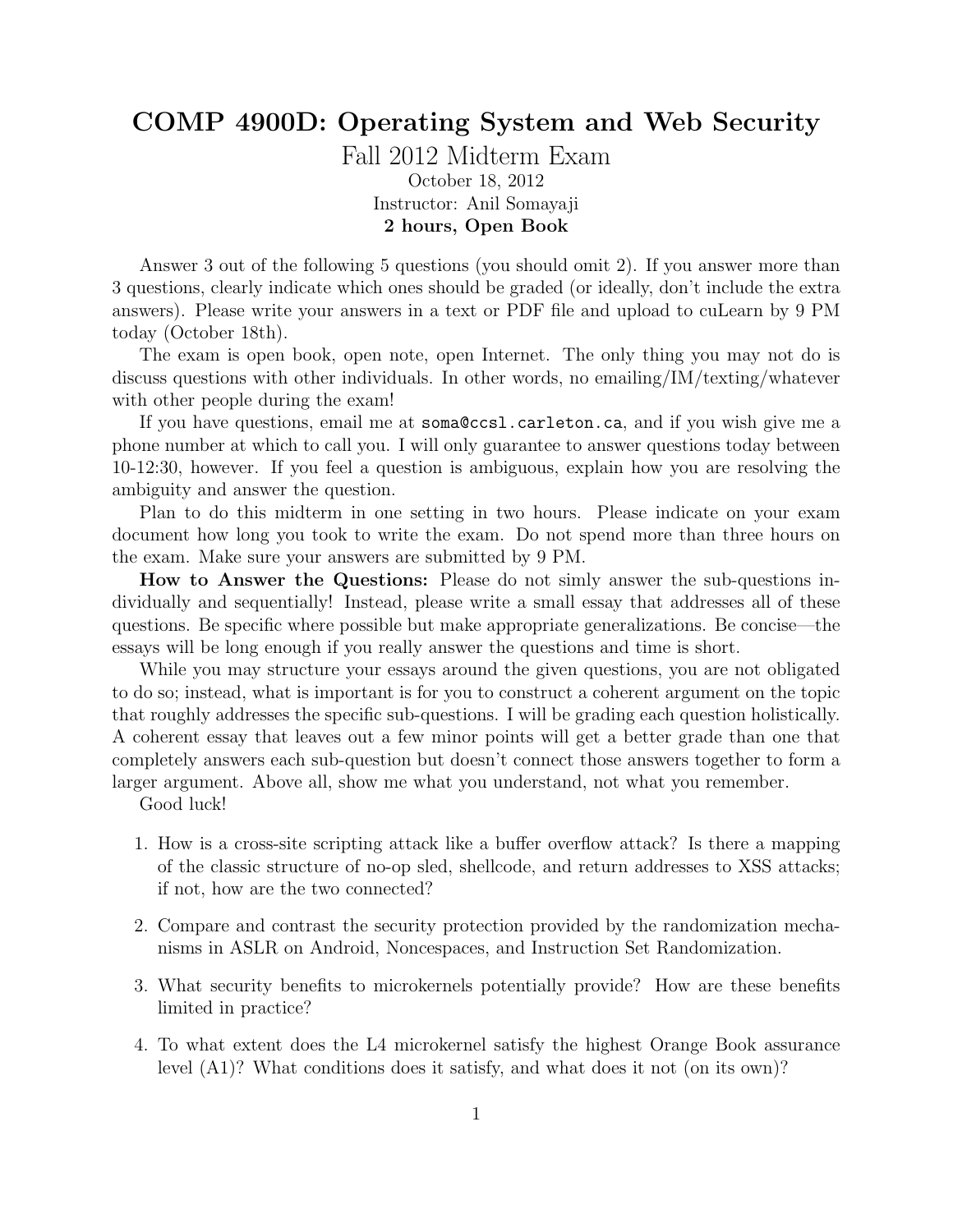# COMP 4900D: Operating System and Web Security

## Fall 2012 Midterm Exam

October 18, 2012

Instructor: Anil Somayaji

**2 hours, Open Book**

Answer 3 out of the following 5 questions (you should omit 2). If you answer more than 3 questions, clearly indicate which ones should be graded (or ideally, don't include the extra answers). Please write your answers in a text or PDF file and upload to cuLearn by 9 PM today (October 18th).

The exam is open book, open note, open Internet. The only thing you may not do is discuss questions with other individuals. In other words, no emailing/IM/texting/whatever with other people during the exam!

If you have questions, email me at `soma@ccsl.carleton.ca`, and if you wish give me a phone number at which to call you. I will only guarantee to answer questions today between 10-12:30, however. If you feel a question is ambiguous, explain how you are resolving the ambiguity and answer the question.

Plan to do this midterm in one setting in two hours. Please indicate on your exam document how long you took to write the exam. Do not spend more than three hours on the exam. Make sure your answers are submitted by 9 PM.

**How to Answer the Questions:** Please do not simly answer the sub-questions individually and sequentially! Instead, please write a small essay that addresses all of these questions. Be specific where possible but make appropriate generalizations. Be concise—the essays will be long enough if you really answer the questions and time is short.

While you may structure your essays around the given questions, you are not obligated to do so; instead, what is important is for you to construct a coherent argument on the topic that roughly addresses the specific sub-questions. I will be grading each question holistically. A coherent essay that leaves out a few minor points will get a better grade than one that completely answers each sub-question but doesn't connect those answers together to form a larger argument. Above all, show me what you understand, not what you remember.

Good luck!

1. How is a cross-site scripting attack like a buffer overflow attack? Is there a mapping of the classic structure of no-op sled, shellcode, and return addresses to XSS attacks; if not, how are the two connected?

2. Compare and contrast the security protection provided by the randomization mechanisms in ASLR on Android, Noncespaces, and Instruction Set Randomization.

3. What security benefits to microkernels potentially provide? How are these benefits limited in practice?

4. To what extent does the L4 microkernel satisfy the highest Orange Book assurance level (A1)? What conditions does it satisfy, and what does it not (on its own)?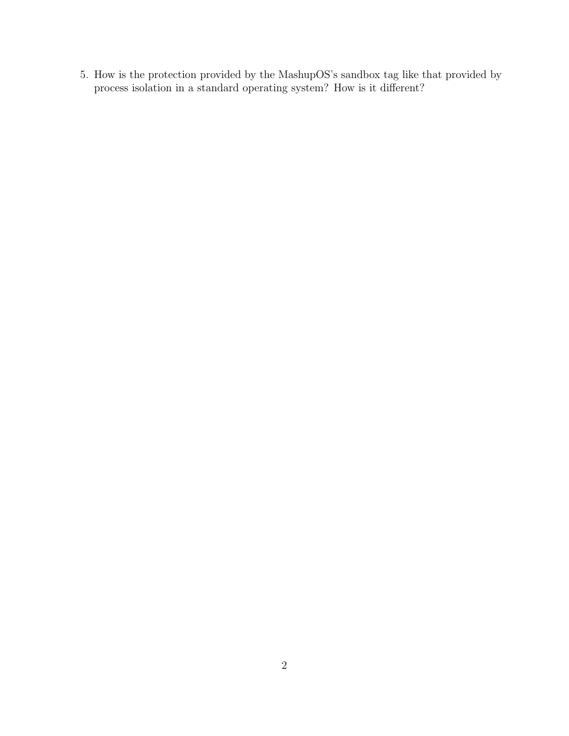5. How is the protection provided by the MashupOS's sandbox tag like that provided by process isolation in a standard operating system? How is it different?